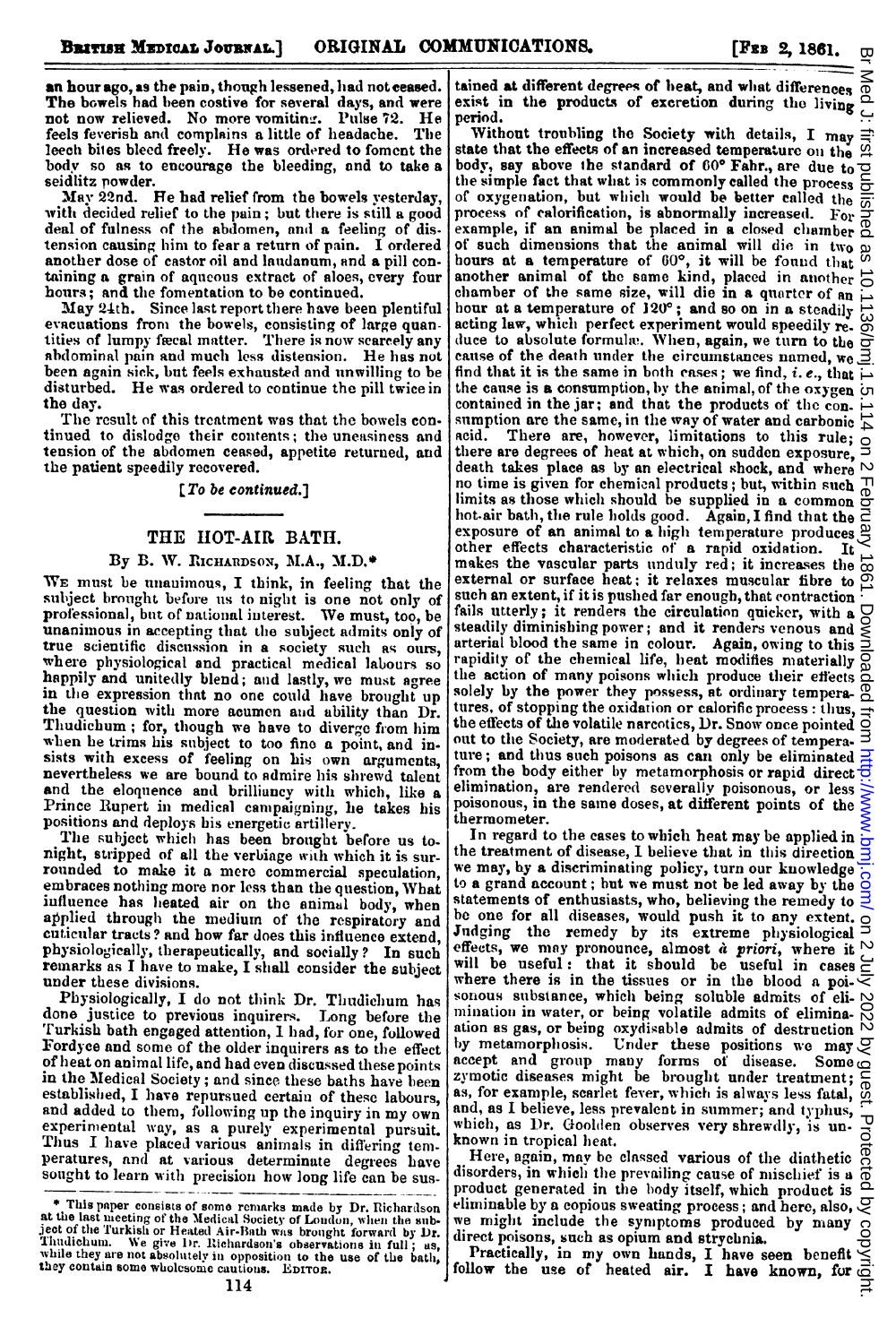an hour ago, as the pain, though lessened, had not ceased. The bowels had been costive for several days, and were not now relieved. No more vomiting. Pulse 72. He feels feverish and complains a little of headache. The leech bites bleed freely. He was ordered to foment the body so as to encourage the bleeding, and to take a seidlitz powder.

May 22nd. He had relief from the bowels yesterday, with decided relief to the pain; but there is still a good deal of fulness of the abdomen, and a feeling of distension causing him to fear a return of pain. I ordered another dose of castor oil and laudanum, and a pill containing a grain of aqueous extract of aloes, every four hours; and the fomentation to be continued.

May 24th. Since last report there have been plentiful evacuations from the bowels, consisting of large quantities of lumpy fæcal matter. There is now scarcely any abdominal pain and much less distension. He has not been again sick, but feels exhausted and unwilling to be disturbed. He was ordered to continue the pill twice in the day.

The result of this treatment was that the bowels continued to dislodge their contents; the uneasiness and tension of the abdomen ceased, appetite returned, and the patient speedily recovered.

[*To be continued.*]

## THE HOT-AIR BATH.

By B. W. Richardson, M.A., M.D.*

We must be unanimous, I think, in feeling that the subject brought before us to night is one not only of professional, but of national interest. We must, too, be unanimous in accepting that the subject admits only of true scientific discussion in a society such as ours, where physiological and practical medical labours so happily and unitedly blend; and lastly, we must agree in the expression that no one could have brought up the question with more acumen and ability than Dr. Thudichum; for, though we have to diverge from him when he trims his subject to too fine a point, and insists with excess of feeling on his own arguments, nevertheless we are bound to admire his shrewd talent and the eloquence and brilliancy with which, like a Prince Rupert in medical campaigning, he takes his positions and deploys his energetic artillery.

The subject which has been brought before us to-night, stripped of all the verbiage with which it is surrounded to make it a mere commercial speculation, embraces nothing more nor less than the question, What influence has heated air on the animal body, when applied through the medium of the respiratory and cuticular tracts? and how far does this influence extend, physiologically, therapeutically, and socially? In such remarks as I have to make, I shall consider the subject under these divisions.

Physiologically, I do not think Dr. Thudichum has done justice to previous inquirers. Long before the Turkish bath engaged attention, I had, for one, followed Fordyce and some of the older inquirers as to the effect of heat on animal life, and had even discussed these points in the Medical Society; and since these baths have been established, I have repursued certain of these labours, and added to them, following up the inquiry in my own experimental way, as a purely experimental pursuit. Thus I have placed various animals in differing temperatures, and at various determinate degrees have sought to learn with precision how long life can be sustained at different degrees of heat, and what differences exist in the products of excretion during the living period.

Without troubling the Society with details, I may state that the effects of an increased temperature on the body, say above the standard of 60° Fahr., are due to the simple fact that what is commonly called the process of oxygenation, but which would be better called the process of calorification, is abnormally increased. For example, if an animal be placed in a closed chamber of such dimensions that the animal will die in two hours at a temperature of 60°, it will be found that another animal of the same kind, placed in another chamber of the same size, will die in a quarter of an hour at a temperature of 120°; and so on in a steadily acting law, which perfect experiment would speedily reduce to absolute formulæ. When, again, we turn to the cause of the death under the circumstances named, we find that it is the same in both cases; we find, *i. e.*, that the cause is a consumption, by the animal, of the oxygen contained in the jar; and that the products of the consumption are the same, in the way of water and carbonic acid. There are, however, limitations to this rule; there are degrees of heat at which, on sudden exposure, death takes place as by an electrical shock, and where no time is given for chemical products; but, within such limits as those which should be supplied in a common hot-air bath, the rule holds good. Again, I find that the exposure of an animal to a high temperature produces other effects characteristic of a rapid oxidation. It makes the vascular parts unduly red; it increases the external or surface heat; it relaxes muscular fibre to such an extent, if it is pushed far enough, that contraction fails utterly; it renders the circulation quicker, with a steadily diminishing power; and it renders venous and arterial blood the same in colour. Again, owing to this rapidity of the chemical life, heat modifies materially the action of many poisons which produce their effects solely by the power they possess, at ordinary temperatures, of stopping the oxidation or calorific process: thus, the effects of the volatile narcotics, Dr. Snow once pointed out to the Society, are moderated by degrees of temperature; and thus such poisons as can only be eliminated from the body either by metamorphosis or rapid direct elimination, are rendered severally poisonous, or less poisonous, in the same doses, at different points of the thermometer.

In regard to the cases to which heat may be applied in the treatment of disease, I believe that in this direction we may, by a discriminating policy, turn our knowledge to a grand account; but we must not be led away by the statements of enthusiasts, who, believing the remedy to be one for all diseases, would push it to any extent. Judging the remedy by its extreme physiological effects, we may pronounce, almost *à priori*, where it will be useful: that it should be useful in cases where there is in the tissues or in the blood a poisonous substance, which being soluble admits of elimination in water, or being volatile admits of elimination as gas, or being oxydisable admits of destruction by metamorphosis. Under these positions we may accept and group many forms of disease. Some zymotic diseases might be brought under treatment; as, for example, scarlet fever, which is always less fatal, and, as I believe, less prevalent in summer; and typhus, which, as Dr. Goolden observes very shrewdly, is unknown in tropical heat.

Here, again, may be classed various of the diathetic disorders, in which the prevailing cause of mischief is a product generated in the body itself, which product is eliminable by a copious sweating process; and here, also, we might include the symptoms produced by many direct poisons, such as opium and strychnia.

Practically, in my own hands, I have seen benefit follow the use of heated air. I have known, for

---

\* This paper consists of some remarks made by Dr. Richardson at the last meeting of the Medical Society of London, when the subject of the Turkish or Heated Air-Bath was brought forward by Dr. Thudichum. We give Dr. Richardson's observations in full; as, while they are not absolutely in opposition to the use of the bath, they contain some wholesome cautions. Editor.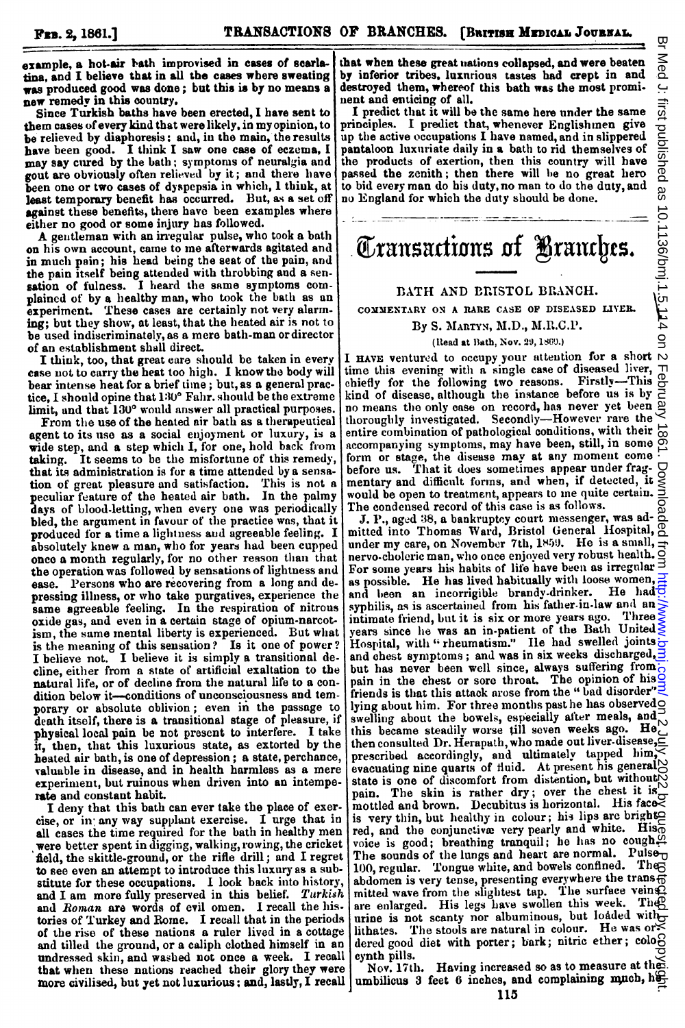example, a hot-air bath improvised in cases of scarlatina, and I believe that in all the cases where sweating was produced good was done; but this is by no means a new remedy in this country.

Since Turkish baths have been erected, I have sent to them cases of every kind that were likely, in my opinion, to be relieved by diaphoresis: and, in the main, the results have been good. I think I saw one case of eczema, I may say cured by the bath; symptoms of neuralgia and gout are obviously often relieved by it; and there have been one or two cases of dyspepsia in which, I think, at least temporary benefit has occurred. But, as a set off against these benefits, there have been examples where either no good or some injury has followed.

A gentleman with an irregular pulse, who took a bath on his own account, came to me afterwards agitated and in much pain; his head being the seat of the pain, and the pain itself being attended with throbbing and a sensation of fulness. I heard the same symptoms complained of by a healthy man, who took the bath as an experiment. These cases are certainly not very alarming; but they show, at least, that the heated air is not to be used indiscriminately, as a mere bath-man or director of an establishment shall direct.

I think, too, that great care should be taken in every case not to carry the heat too high. I know the body will bear intense heat for a brief time; but, as a general practice, I should opine that 140° Fahr. should be the extreme limit, and that 130° would answer all practical purposes.

From the use of the heated air bath as a therapeutical agent to its use as a social enjoyment or luxury, is a wide step, and a step which I, for one, hold back from taking. It seems to be the misfortune of this remedy, that its administration is for a time attended by a sensation of great pleasure and satisfaction. This is not a peculiar feature of the heated air bath. In the palmy days of blood-letting, when every one was periodically bled, the argument in favour of the practice was, that it produced for a time a lightness and agreeable feeling. I absolutely knew a man, who for years had been cupped once a month regularly, for no other reason than that the operation was followed by sensations of lightness and ease. Persons who are recovering from a long and depressing illness, or who take purgatives, experience the same agreeable feeling. In the respiration of nitrous oxide gas, and even in a certain stage of opium-narcotism, the same mental liberty is experienced. But what is the meaning of this sensation? Is it one of power? I believe not. I believe it is simply a transitional decline, either from a state of artificial exaltation to the natural life, or of decline from the natural life to a condition below it—conditions of unconsciousness and temporary or absolute oblivion; even in the passage to death itself, there is a transitional stage of pleasure, if physical local pain be not present to interfere. I take it, then, that this luxurious state, as extorted by the heated air bath, is one of depression; a state, perchance, valuable in disease, and in health harmless as a mere experiment, but ruinous when driven into an intemperate and constant habit.

I deny that this bath can ever take the place of exercise, or in any way supplant exercise. I urge that in all cases the time required for the bath in healthy men were better spent in digging, walking, rowing, the cricket field, the skittle-ground, or the rifle drill; and I regret to see even an attempt to introduce this luxury as a substitute for these occupations. I look back into history, and I am more fully preserved in this belief. *Turkish* and *Roman* are words of evil omen. I recall the histories of Turkey and Rome. I recall that in the periods of the rise of these nations a ruler lived in a cottage and tilled the ground, or a caliph clothed himself in an undressed skin, and washed not once a week. I recall that when these nations reached their glory they were more civilised, but yet not luxurious: and, lastly, I recall that when these great nations collapsed, and were beaten by inferior tribes, luxurious tastes had crept in and destroyed them, whereof this bath was the most prominent and enticing of all.

I predict that it will be the same here under the same principles. I predict that, whenever Englishmen give up the active occupations I have named, and in slippered pantaloon luxuriate daily in a bath to rid themselves of the products of exertion, then this country will have passed the zenith; then there will be no great hero to bid every man do his duty, no man to do the duty, and no England for which the duty should be done.

# Transactions of Branches.

## BATH AND BRISTOL BRANCH.

### COMMENTARY ON A RARE CASE OF DISEASED LIVER.

By S. Martyn, M.D., M.R.C.P.

(Read at Bath, Nov. 29, 1860.)

I have ventured to occupy your attention for a short time this evening with a single case of diseased liver, chiefly for the following two reasons. Firstly—This kind of disease, although the instance before us is by no means the only case on record, has never yet been thoroughly investigated. Secondly—However rare the entire combination of pathological conditions, with their accompanying symptoms, may have been, still, in some form or stage, the disease may at any moment come before us. That it does sometimes appear under fragmentary and difficult forms, and when, if detected, it would be open to treatment, appears to me quite certain. The condensed record of this case is as follows.

J. P., aged 38, a bankruptcy court messenger, was admitted into Thomas Ward, Bristol General Hospital, under my care, on November 7th, 1859. He is a small, nervo-choleric man, who once enjoyed very robust health. For some years his habits of life have been as irregular as possible. He has lived habitually with loose women, and been an incorrigible brandy-drinker. He had syphilis, as is ascertained from his father-in-law and an intimate friend, but it is six or more years ago. Three years since he was an in-patient of the Bath United Hospital, with "rheumatism." He had swelled joints and chest symptoms; and was in six weeks discharged, but has never been well since, always suffering from pain in the chest or sore throat. The opinion of his friends is that this attack arose from the "bad disorder" lying about him. For three months past he has observed swelling about the bowels, especially after meals, and this became steadily worse till seven weeks ago. He then consulted Dr. Herapath, who made out liver-disease, prescribed accordingly, and ultimately tapped him, evacuating nine quarts of fluid. At present his general state is one of discomfort from distention, but without pain. The skin is rather dry; over the chest it is mottled and brown. Decubitus is horizontal. His face is very thin, but healthy in colour; his lips are bright red, and the conjunctivæ very pearly and white. His voice is good; breathing tranquil; he has no cough. The sounds of the lungs and heart are normal. Pulse 100, regular. Tongue white, and bowels confined. The abdomen is very tense, presenting everywhere the transmitted wave from the slightest tap. The surface veins are enlarged. His legs have swollen this week. The urine is not scanty nor albuminous, but loaded with lithates. The stools are natural in colour. He was ordered good diet with porter; bark; nitric ether; colocynth pills.

Nov. 17th. Having increased so as to measure at the umbilicus 3 feet 6 inches, and complaining much, he